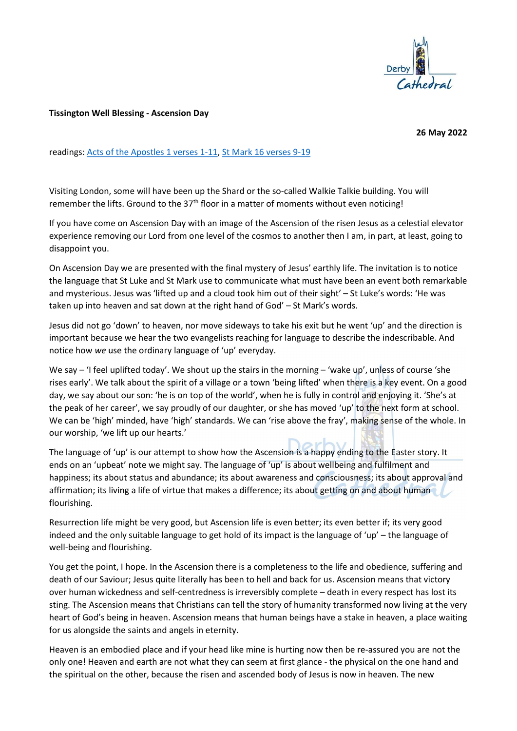**Tissington Well Blessing - Ascension Day**

**26 May 2022**

readings: [Acts of the Apostles 1 verses 1-11](), [St Mark 16 verses 9-19]()

Visiting London, some will have been up the Shard or the so-called Walkie Talkie building. You will remember the lifts. Ground to the 37th floor in a matter of moments without even noticing!

If you have come on Ascension Day with an image of the Ascension of the risen Jesus as a celestial elevator experience removing our Lord from one level of the cosmos to another then I am, in part, at least, going to disappoint you.

On Ascension Day we are presented with the final mystery of Jesus' earthly life. The invitation is to notice the language that St Luke and St Mark use to communicate what must have been an event both remarkable and mysterious. Jesus was 'lifted up and a cloud took him out of their sight' – St Luke's words: 'He was taken up into heaven and sat down at the right hand of God' – St Mark's words.

Jesus did not go 'down' to heaven, nor move sideways to take his exit but he went 'up' and the direction is important because we hear the two evangelists reaching for language to describe the indescribable. And notice how *we* use the ordinary language of 'up' everyday.

We say – 'I feel uplifted today'. We shout up the stairs in the morning – 'wake up', unless of course 'she rises early'. We talk about the spirit of a village or a town 'being lifted' when there is a key event. On a good day, we say about our son: 'he is on top of the world', when he is fully in control and enjoying it. 'She's at the peak of her career', we say proudly of our daughter, or she has moved 'up' to the next form at school. We can be 'high' minded, have 'high' standards. We can 'rise above the fray', making sense of the whole. In our worship, 'we lift up our hearts.'

The language of 'up' is our attempt to show how the Ascension is a happy ending to the Easter story. It ends on an 'upbeat' note we might say. The language of 'up' is about wellbeing and fulfilment and happiness; its about status and abundance; its about awareness and consciousness; its about approval and affirmation; its living a life of virtue that makes a difference; its about getting on and about human flourishing.

Resurrection life might be very good, but Ascension life is even better; its even better if; its very good indeed and the only suitable language to get hold of its impact is the language of 'up' – the language of well-being and flourishing.

You get the point, I hope. In the Ascension there is a completeness to the life and obedience, suffering and death of our Saviour; Jesus quite literally has been to hell and back for us. Ascension means that victory over human wickedness and self-centredness is irreversibly complete – death in every respect has lost its sting. The Ascension means that Christians can tell the story of humanity transformed now living at the very heart of God's being in heaven. Ascension means that human beings have a stake in heaven, a place waiting for us alongside the saints and angels in eternity.

Heaven is an embodied place and if your head like mine is hurting now then be re-assured you are not the only one! Heaven and earth are not what they can seem at first glance - the physical on the one hand and the spiritual on the other, because the risen and ascended body of Jesus is now in heaven. The new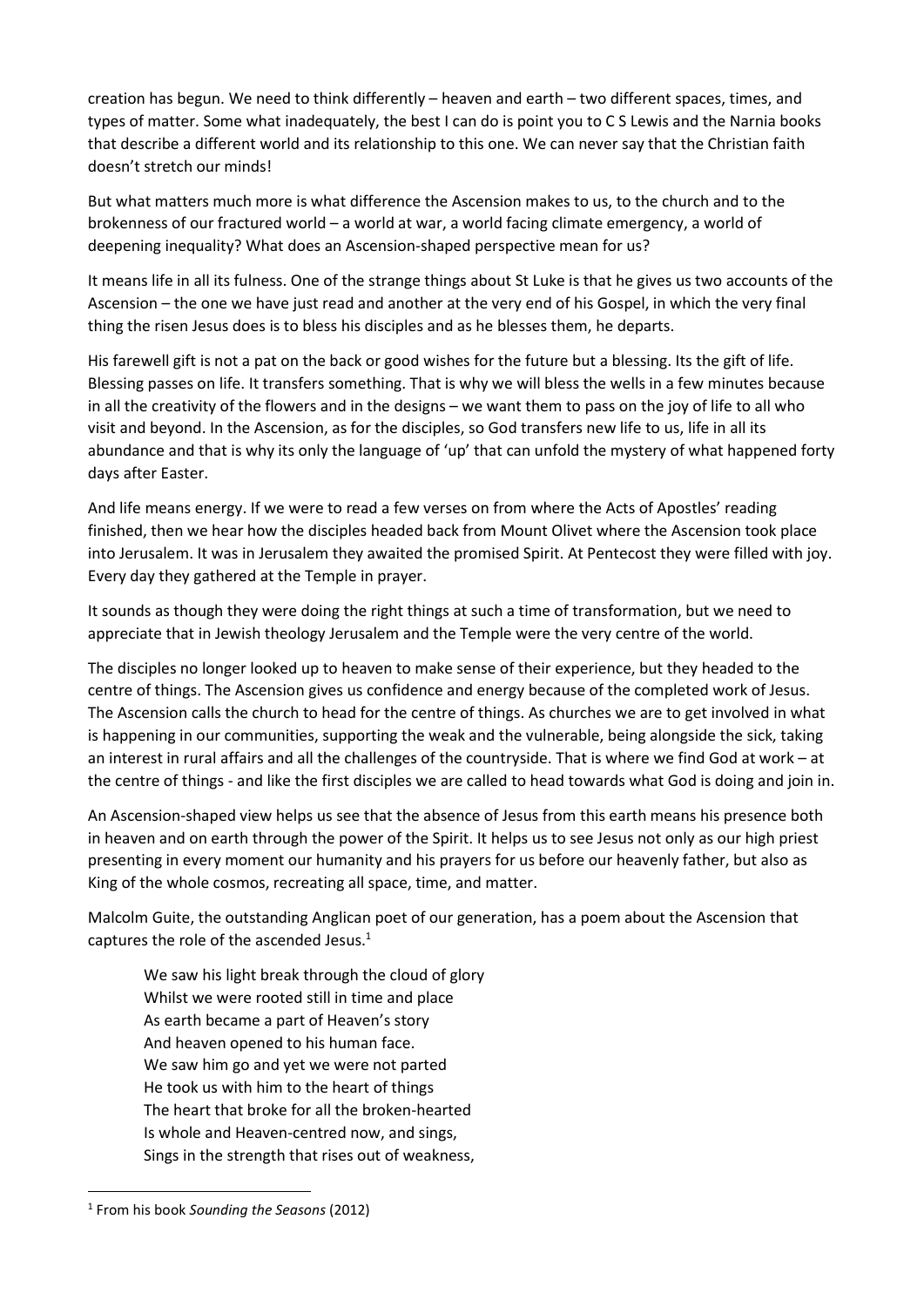creation has begun. We need to think differently – heaven and earth – two different spaces, times, and types of matter. Some what inadequately, the best I can do is point you to C S Lewis and the Narnia books that describe a different world and its relationship to this one. We can never say that the Christian faith doesn't stretch our minds!

But what matters much more is what difference the Ascension makes to us, to the church and to the brokenness of our fractured world – a world at war, a world facing climate emergency, a world of deepening inequality? What does an Ascension-shaped perspective mean for us?

It means life in all its fulness. One of the strange things about St Luke is that he gives us two accounts of the Ascension – the one we have just read and another at the very end of his Gospel, in which the very final thing the risen Jesus does is to bless his disciples and as he blesses them, he departs.

His farewell gift is not a pat on the back or good wishes for the future but a blessing. Its the gift of life. Blessing passes on life. It transfers something. That is why we will bless the wells in a few minutes because in all the creativity of the flowers and in the designs – we want them to pass on the joy of life to all who visit and beyond. In the Ascension, as for the disciples, so God transfers new life to us, life in all its abundance and that is why its only the language of 'up' that can unfold the mystery of what happened forty days after Easter.

And life means energy. If we were to read a few verses on from where the Acts of Apostles' reading finished, then we hear how the disciples headed back from Mount Olivet where the Ascension took place into Jerusalem. It was in Jerusalem they awaited the promised Spirit. At Pentecost they were filled with joy. Every day they gathered at the Temple in prayer.

It sounds as though they were doing the right things at such a time of transformation, but we need to appreciate that in Jewish theology Jerusalem and the Temple were the very centre of the world.

The disciples no longer looked up to heaven to make sense of their experience, but they headed to the centre of things. The Ascension gives us confidence and energy because of the completed work of Jesus. The Ascension calls the church to head for the centre of things. As churches we are to get involved in what is happening in our communities, supporting the weak and the vulnerable, being alongside the sick, taking an interest in rural affairs and all the challenges of the countryside. That is where we find God at work – at the centre of things - and like the first disciples we are called to head towards what God is doing and join in.

An Ascension-shaped view helps us see that the absence of Jesus from this earth means his presence both in heaven and on earth through the power of the Spirit. It helps us to see Jesus not only as our high priest presenting in every moment our humanity and his prayers for us before our heavenly father, but also as King of the whole cosmos, recreating all space, time, and matter.

Malcolm Guite, the outstanding Anglican poet of our generation, has a poem about the Ascension that captures the role of the ascended Jesus.[1]

> We saw his light break through the cloud of glory
> Whilst we were rooted still in time and place
> As earth became a part of Heaven's story
> And heaven opened to his human face.
> We saw him go and yet we were not parted
> He took us with him to the heart of things
> The heart that broke for all the broken-hearted
> Is whole and Heaven-centred now, and sings,
> Sings in the strength that rises out of weakness,

[1] From his book *Sounding the Seasons* (2012)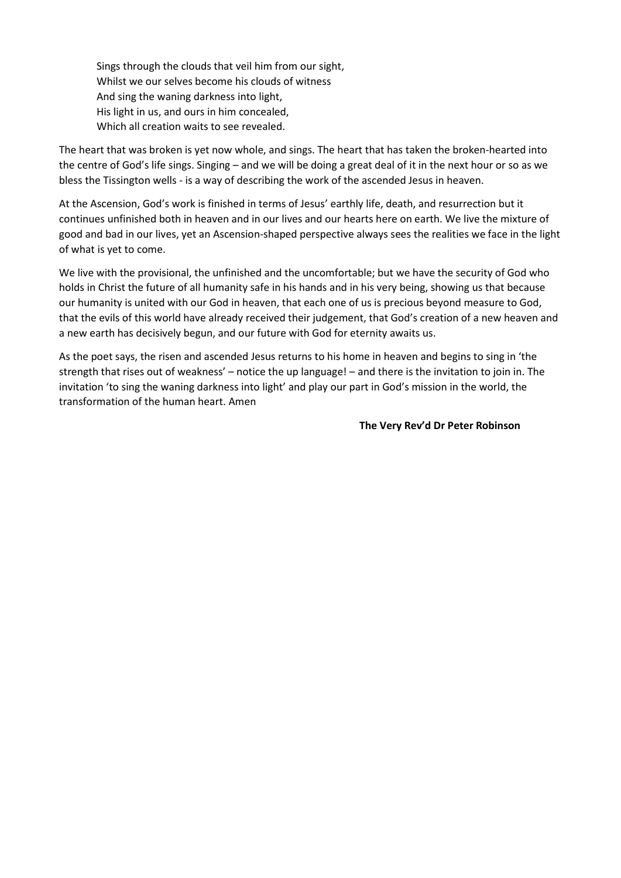Sings through the clouds that veil him from our sight,  
Whilst we our selves become his clouds of witness  
And sing the waning darkness into light,  
His light in us, and ours in him concealed,  
Which all creation waits to see revealed.

The heart that was broken is yet now whole, and sings. The heart that has taken the broken-hearted into the centre of God's life sings. Singing – and we will be doing a great deal of it in the next hour or so as we bless the Tissington wells - is a way of describing the work of the ascended Jesus in heaven.

At the Ascension, God's work is finished in terms of Jesus' earthly life, death, and resurrection but it continues unfinished both in heaven and in our lives and our hearts here on earth. We live the mixture of good and bad in our lives, yet an Ascension-shaped perspective always sees the realities we face in the light of what is yet to come.

We live with the provisional, the unfinished and the uncomfortable; but we have the security of God who holds in Christ the future of all humanity safe in his hands and in his very being, showing us that because our humanity is united with our God in heaven, that each one of us is precious beyond measure to God, that the evils of this world have already received their judgement, that God's creation of a new heaven and a new earth has decisively begun, and our future with God for eternity awaits us.

As the poet says, the risen and ascended Jesus returns to his home in heaven and begins to sing in 'the strength that rises out of weakness' – notice the up language! – and there is the invitation to join in. The invitation 'to sing the waning darkness into light' and play our part in God's mission in the world, the transformation of the human heart. Amen

**The Very Rev'd Dr Peter Robinson**